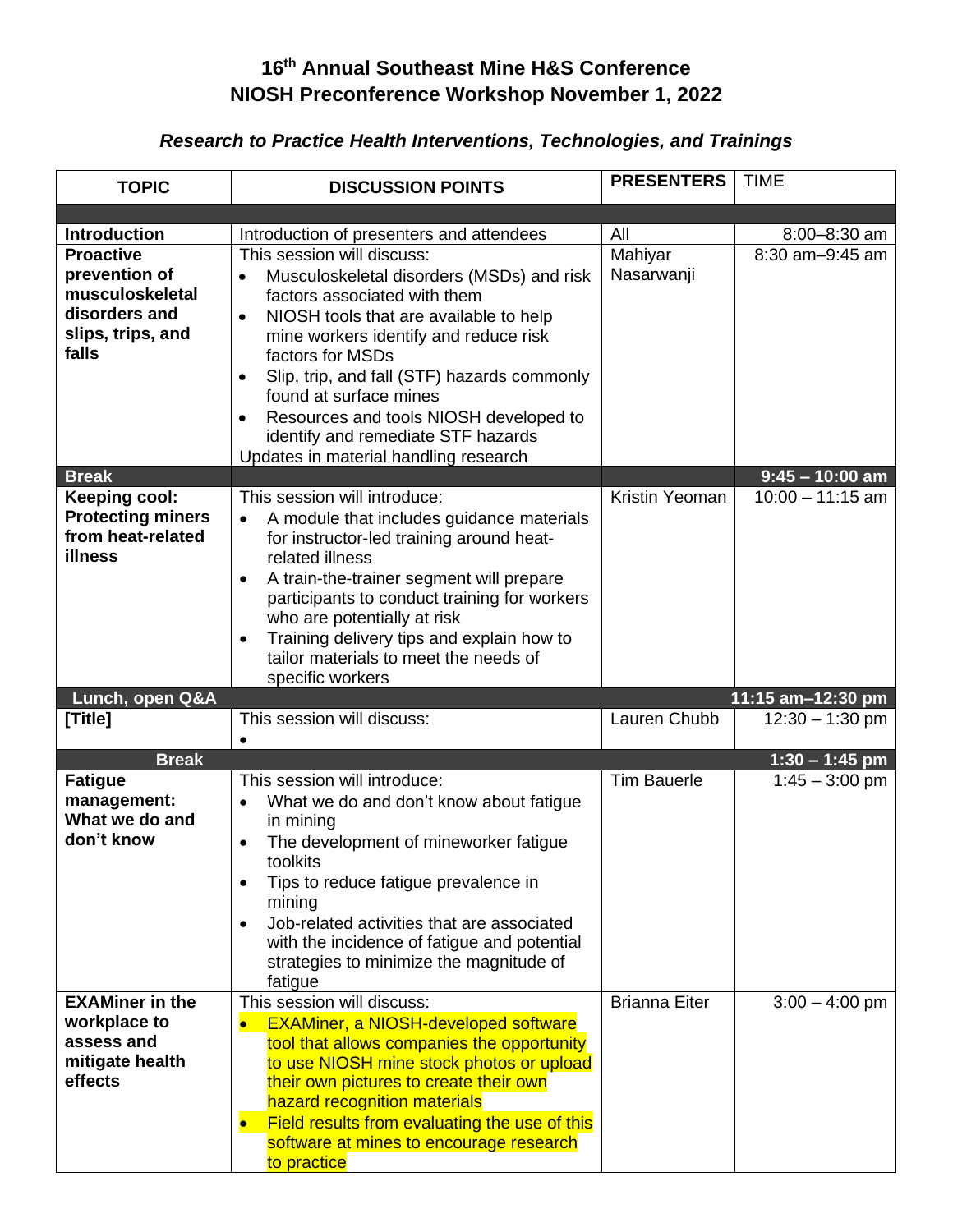# 16th Annual Southeast Mine H&S Conference
# NIOSH Preconference Workshop November 1, 2022

## *Research to Practice Health Interventions, Technologies, and Trainings*

| TOPIC | DISCUSSION POINTS | PRESENTERS | TIME |
|---|---|---|---|
| | | | |
| **Introduction** | Introduction of presenters and attendees | All | 8:00–8:30 am |
| **Proactive prevention of musculoskeletal disorders and slips, trips, and falls** | This session will discuss:<br>• Musculoskeletal disorders (MSDs) and risk factors associated with them<br>• NIOSH tools that are available to help mine workers identify and reduce risk factors for MSDs<br>• Slip, trip, and fall (STF) hazards commonly found at surface mines<br>• Resources and tools NIOSH developed to identify and remediate STF hazards<br>Updates in material handling research | Mahiyar Nasarwanji | 8:30 am–9:45 am |
| **Break** | | | **9:45 – 10:00 am** |
| **Keeping cool: Protecting miners from heat-related illness** | This session will introduce:<br>• A module that includes guidance materials for instructor-led training around heat-related illness<br>• A train-the-trainer segment will prepare participants to conduct training for workers who are potentially at risk<br>• Training delivery tips and explain how to tailor materials to meet the needs of specific workers | Kristin Yeoman | 10:00 – 11:15 am |
| **Lunch, open Q&A** | | | **11:15 am–12:30 pm** |
| **[Title]** | This session will discuss:<br>• | Lauren Chubb | 12:30 – 1:30 pm |
| **Break** | | | **1:30 – 1:45 pm** |
| **Fatigue management: What we do and don't know** | This session will introduce:<br>• What we do and don't know about fatigue in mining<br>• The development of mineworker fatigue toolkits<br>• Tips to reduce fatigue prevalence in mining<br>• Job-related activities that are associated with the incidence of fatigue and potential strategies to minimize the magnitude of fatigue | Tim Bauerle | 1:45 – 3:00 pm |
| **EXAMiner in the workplace to assess and mitigate health effects** | This session will discuss:<br>• EXAMiner, a NIOSH-developed software tool that allows companies the opportunity to use NIOSH mine stock photos or upload their own pictures to create their own hazard recognition materials<br>• Field results from evaluating the use of this software at mines to encourage research to practice | Brianna Eiter | 3:00 – 4:00 pm |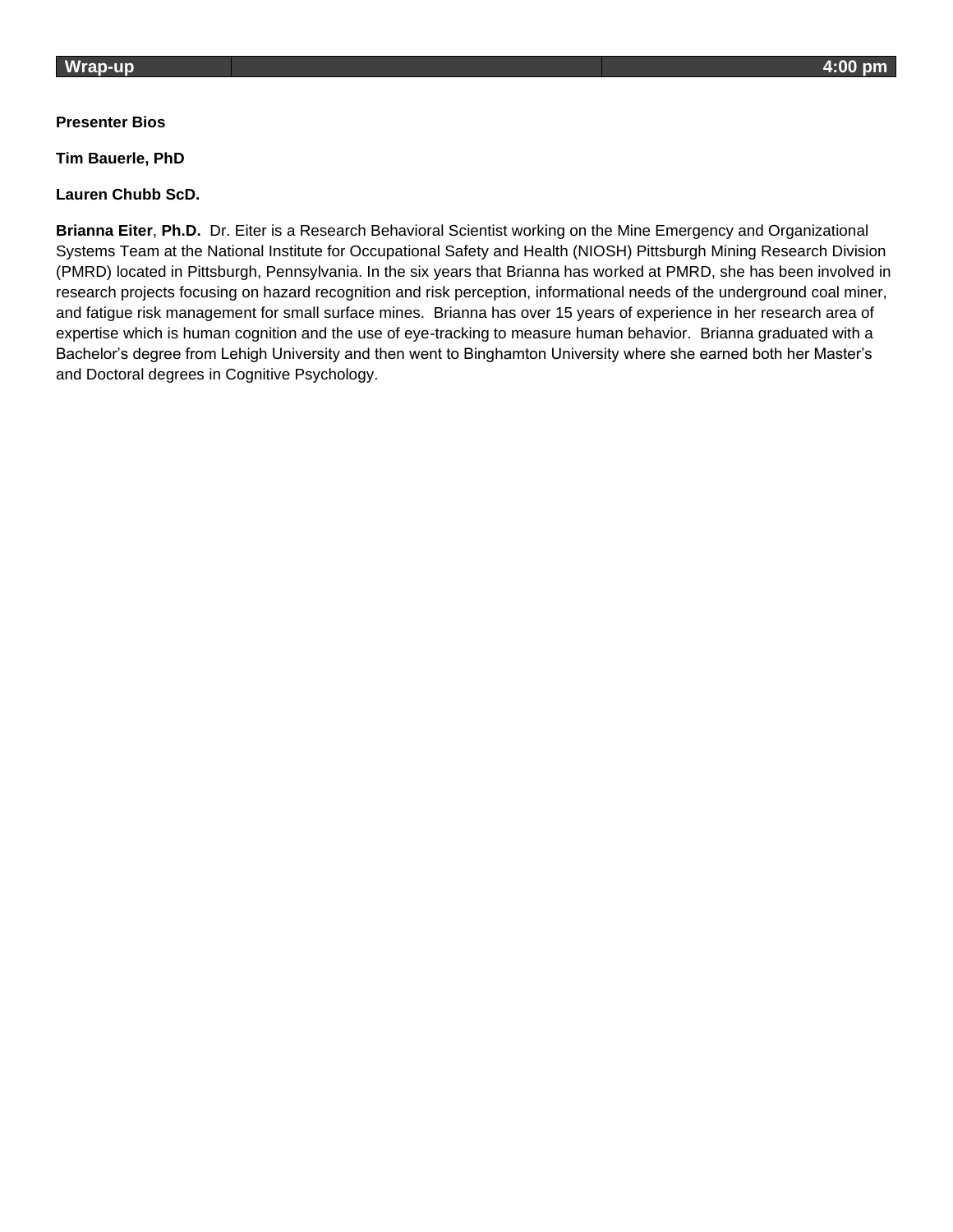| Wrap-up | | 4:00 pm |
| --- | --- | --- |

**Presenter Bios**

**Tim Bauerle, PhD**

**Lauren Chubb ScD.**

**Brianna Eiter**, **Ph.D.** Dr. Eiter is a Research Behavioral Scientist working on the Mine Emergency and Organizational Systems Team at the National Institute for Occupational Safety and Health (NIOSH) Pittsburgh Mining Research Division (PMRD) located in Pittsburgh, Pennsylvania. In the six years that Brianna has worked at PMRD, she has been involved in research projects focusing on hazard recognition and risk perception, informational needs of the underground coal miner, and fatigue risk management for small surface mines. Brianna has over 15 years of experience in her research area of expertise which is human cognition and the use of eye-tracking to measure human behavior. Brianna graduated with a Bachelor's degree from Lehigh University and then went to Binghamton University where she earned both her Master's and Doctoral degrees in Cognitive Psychology.